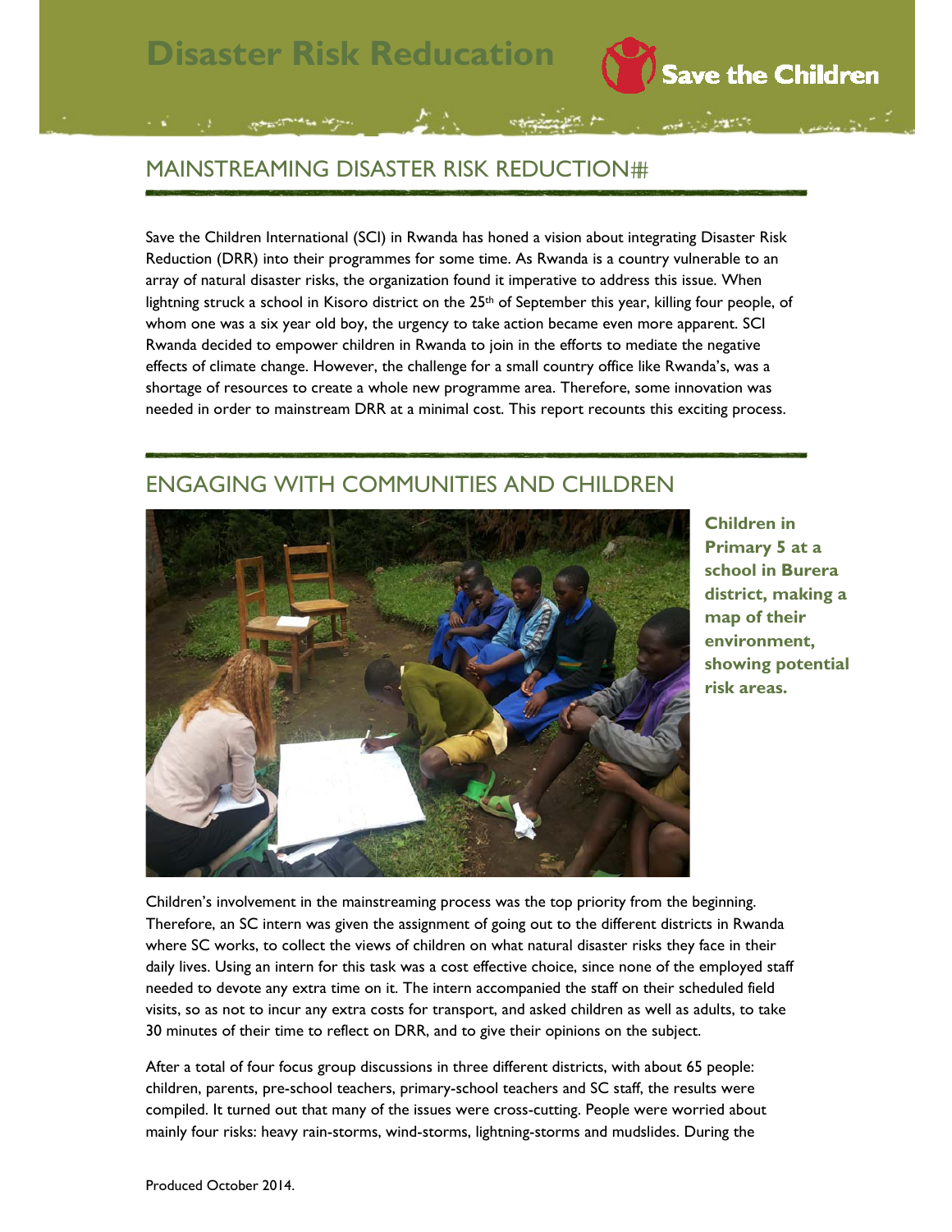# Disaster Risk Reducation

Save the Children

## MAINSTREAMING DISASTER RISK REDUCTION#

Save the Children International (SCI) in Rwanda has honed a vision about integrating Disaster Risk Reduction (DRR) into their programmes for some time. As Rwanda is a country vulnerable to an array of natural disaster risks, the organization found it imperative to address this issue. When lightning struck a school in Kisoro district on the 25th of September this year, killing four people, of whom one was a six year old boy, the urgency to take action became even more apparent. SCI Rwanda decided to empower children in Rwanda to join in the efforts to mediate the negative effects of climate change. However, the challenge for a small country office like Rwanda's, was a shortage of resources to create a whole new programme area. Therefore, some innovation was needed in order to mainstream DRR at a minimal cost. This report recounts this exciting process.

## ENGAGING WITH COMMUNITIES AND CHILDREN

**Children in Primary 5 at a school in Burera district, making a map of their environment, showing potential risk areas.**

Children's involvement in the mainstreaming process was the top priority from the beginning. Therefore, an SC intern was given the assignment of going out to the different districts in Rwanda where SC works, to collect the views of children on what natural disaster risks they face in their daily lives. Using an intern for this task was a cost effective choice, since none of the employed staff needed to devote any extra time on it. The intern accompanied the staff on their scheduled field visits, so as not to incur any extra costs for transport, and asked children as well as adults, to take 30 minutes of their time to reflect on DRR, and to give their opinions on the subject.

After a total of four focus group discussions in three different districts, with about 65 people: children, parents, pre-school teachers, primary-school teachers and SC staff, the results were compiled. It turned out that many of the issues were cross-cutting. People were worried about mainly four risks: heavy rain-storms, wind-storms, lightning-storms and mudslides. During the

Produced October 2014.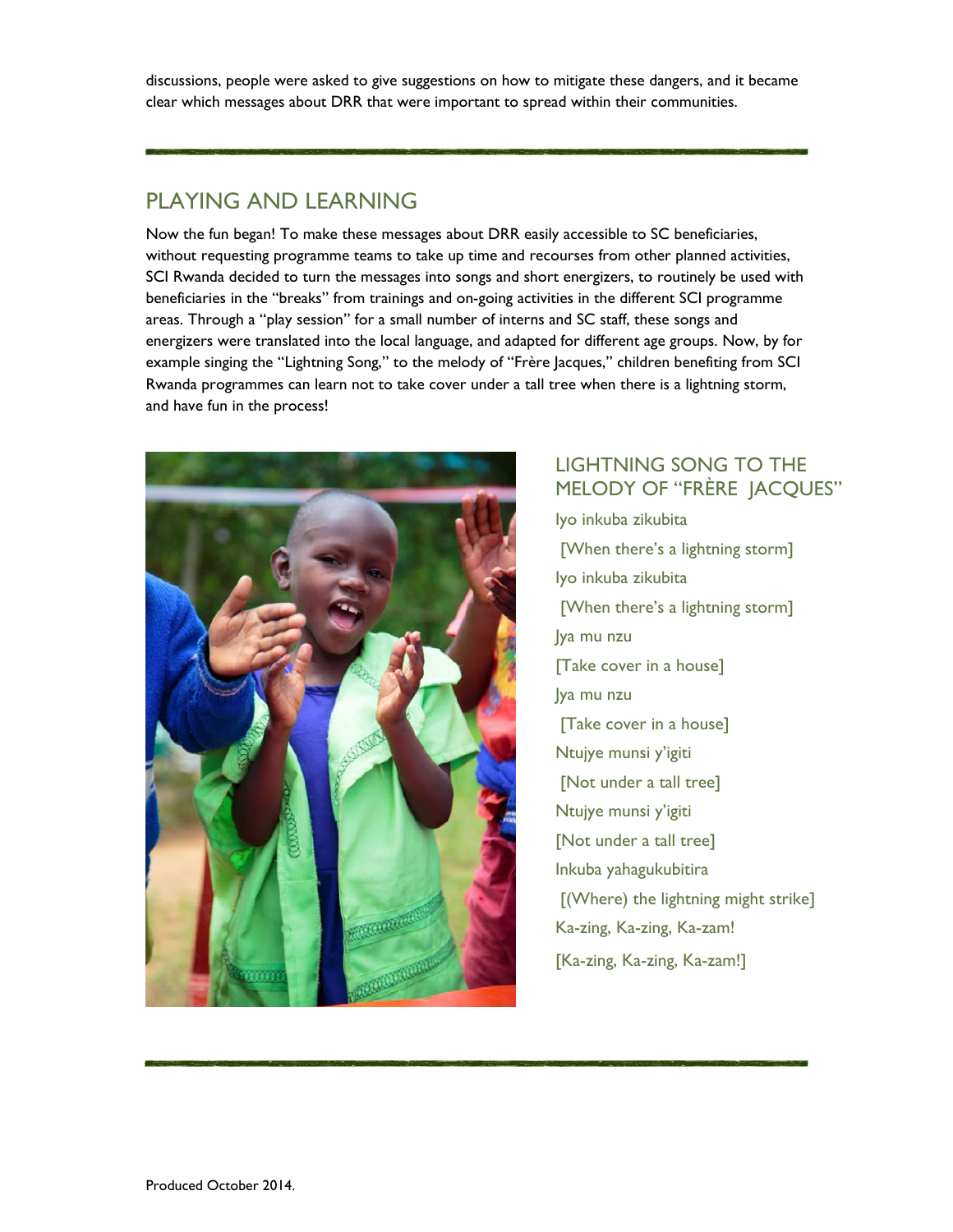discussions, people were asked to give suggestions on how to mitigate these dangers, and it became clear which messages about DRR that were important to spread within their communities.

## PLAYING AND LEARNING

Now the fun began! To make these messages about DRR easily accessible to SC beneficiaries, without requesting programme teams to take up time and recourses from other planned activities, SCI Rwanda decided to turn the messages into songs and short energizers, to routinely be used with beneficiaries in the "breaks" from trainings and on-going activities in the different SCI programme areas. Through a "play session" for a small number of interns and SC staff, these songs and energizers were translated into the local language, and adapted for different age groups. Now, by for example singing the "Lightning Song," to the melody of "Frère Jacques," children benefiting from SCI Rwanda programmes can learn not to take cover under a tall tree when there is a lightning storm, and have fun in the process!

### LIGHTNING SONG TO THE MELODY OF "FRÈRE JACQUES"

Iyo inkuba zikubita

[When there's a lightning storm]

Iyo inkuba zikubita

[When there's a lightning storm]

Jya mu nzu

[Take cover in a house]

Jya mu nzu

[Take cover in a house]

Ntujye munsi y'igiti

[Not under a tall tree]

Ntujye munsi y'igiti

[Not under a tall tree]

Inkuba yahagukubitira

[(Where) the lightning might strike]

Ka-zing, Ka-zing, Ka-zam!

[Ka-zing, Ka-zing, Ka-zam!]

Produced October 2014.